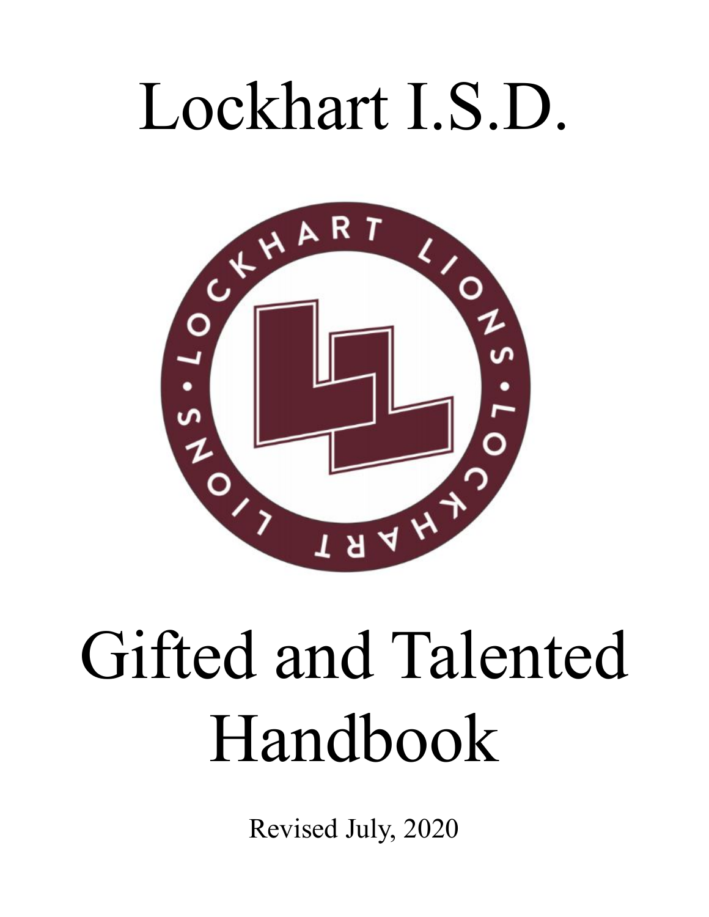# Lockhart I.S.D.

# Gifted and Talented Handbook

Revised July, 2020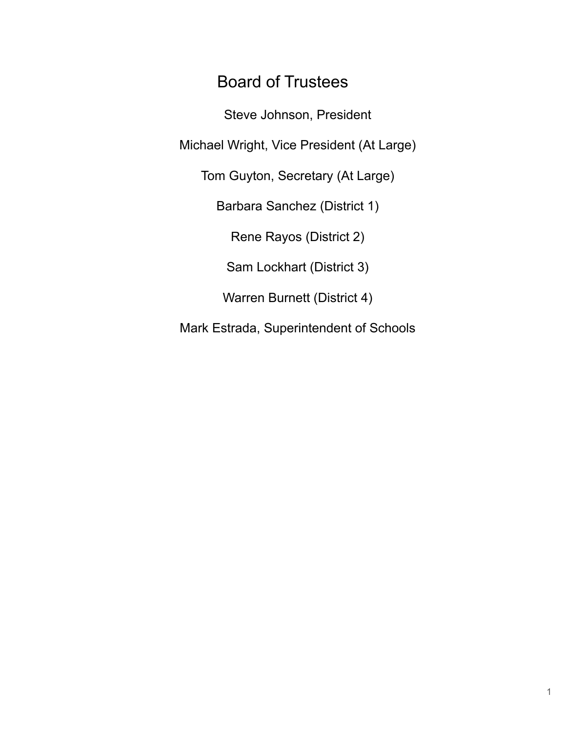# Board of Trustees

Steve Johnson, President

Michael Wright, Vice President (At Large)

Tom Guyton, Secretary (At Large)

Barbara Sanchez (District 1)

Rene Rayos (District 2)

Sam Lockhart (District 3)

Warren Burnett (District 4)

Mark Estrada, Superintendent of Schools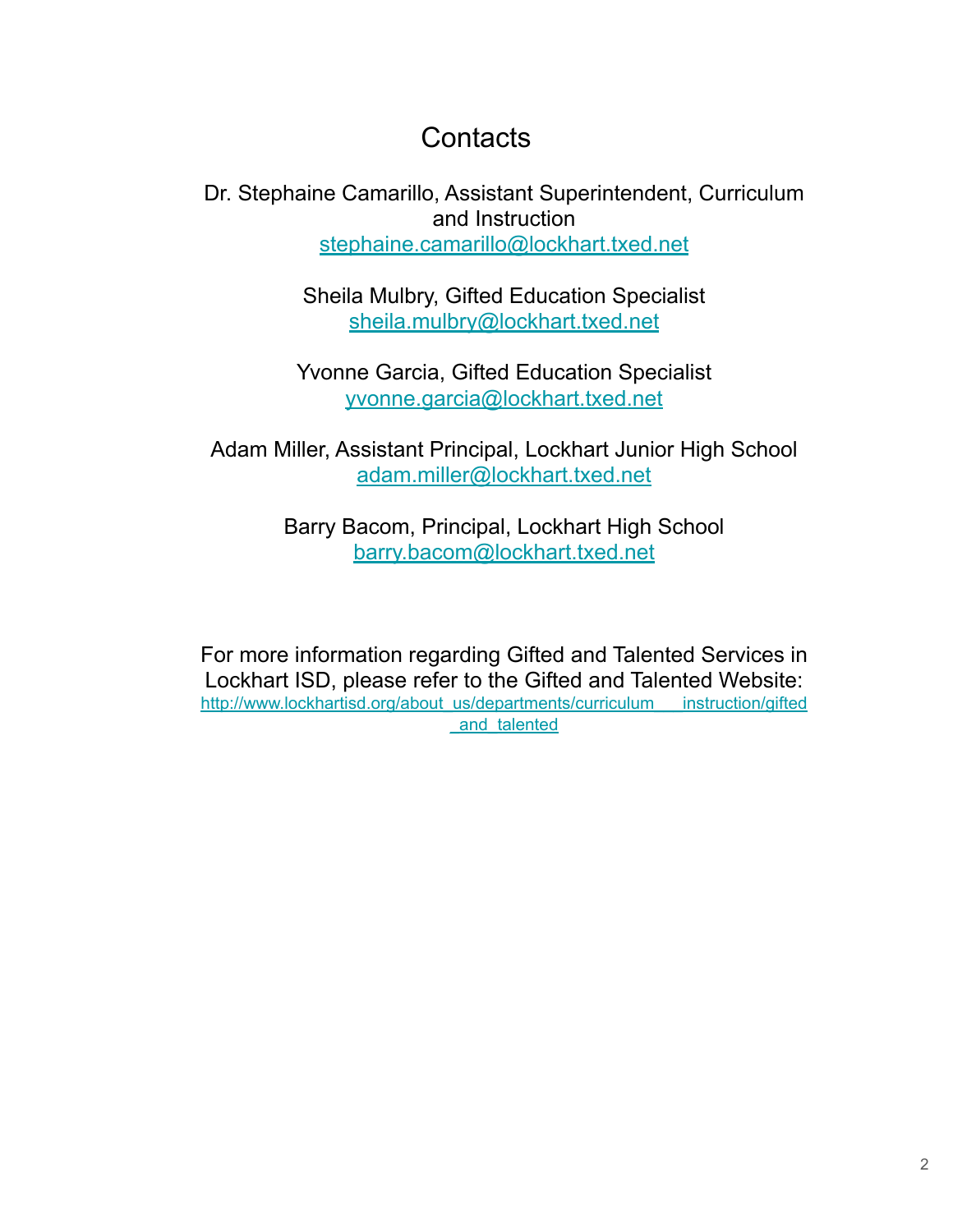# Contacts

Dr. Stephaine Camarillo, Assistant Superintendent, Curriculum and Instruction
stephaine.camarillo@lockhart.txed.net

Sheila Mulbry, Gifted Education Specialist
sheila.mulbry@lockhart.txed.net

Yvonne Garcia, Gifted Education Specialist
yvonne.garcia@lockhart.txed.net

Adam Miller, Assistant Principal, Lockhart Junior High School
adam.miller@lockhart.txed.net

Barry Bacom, Principal, Lockhart High School
barry.bacom@lockhart.txed.net

For more information regarding Gifted and Talented Services in Lockhart ISD, please refer to the Gifted and Talented Website:
http://www.lockhartisd.org/about_us/departments/curriculum___instruction/gifted_and_talented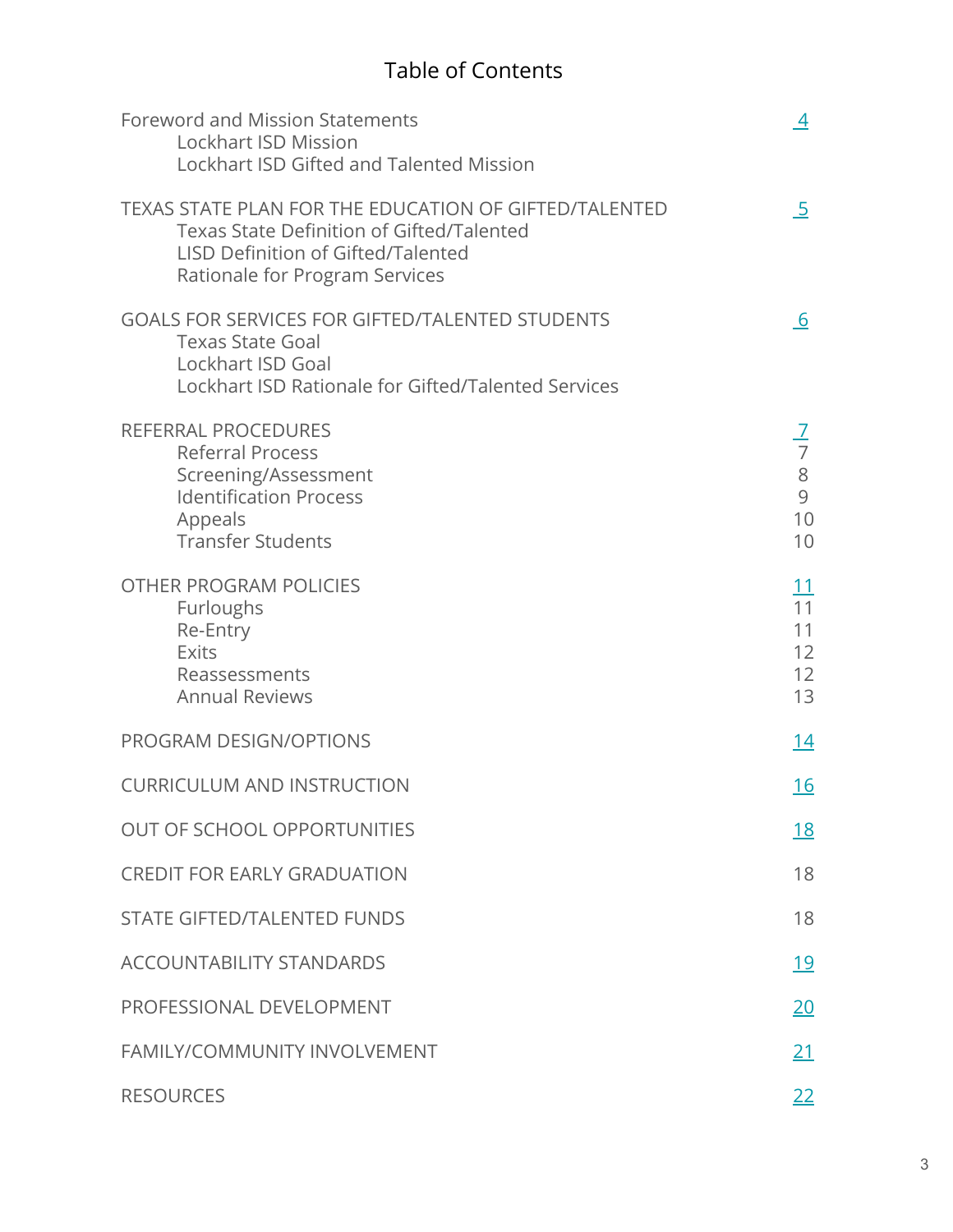# Table of Contents

| | |
|---|---|
| Foreword and Mission Statements | 4 |
| Lockhart ISD Mission | |
| Lockhart ISD Gifted and Talented Mission | |
| TEXAS STATE PLAN FOR THE EDUCATION OF GIFTED/TALENTED | 5 |
| Texas State Definition of Gifted/Talented | |
| LISD Definition of Gifted/Talented | |
| Rationale for Program Services | |
| GOALS FOR SERVICES FOR GIFTED/TALENTED STUDENTS | 6 |
| Texas State Goal | |
| Lockhart ISD Goal | |
| Lockhart ISD Rationale for Gifted/Talented Services | |
| REFERRAL PROCEDURES | 7 |
| Referral Process | 7 |
| Screening/Assessment | 8 |
| Identification Process | 9 |
| Appeals | 10 |
| Transfer Students | 10 |
| OTHER PROGRAM POLICIES | 11 |
| Furloughs | 11 |
| Re-Entry | 11 |
| Exits | 12 |
| Reassessments | 12 |
| Annual Reviews | 13 |
| PROGRAM DESIGN/OPTIONS | 14 |
| CURRICULUM AND INSTRUCTION | 16 |
| OUT OF SCHOOL OPPORTUNITIES | 18 |
| CREDIT FOR EARLY GRADUATION | 18 |
| STATE GIFTED/TALENTED FUNDS | 18 |
| ACCOUNTABILITY STANDARDS | 19 |
| PROFESSIONAL DEVELOPMENT | 20 |
| FAMILY/COMMUNITY INVOLVEMENT | 21 |
| RESOURCES | 22 |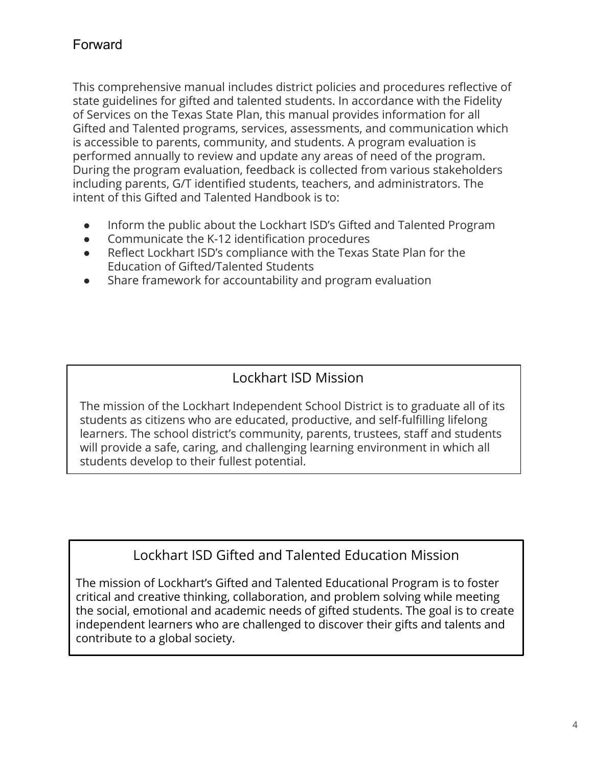## Forward

This comprehensive manual includes district policies and procedures reflective of state guidelines for gifted and talented students. In accordance with the Fidelity of Services on the Texas State Plan, this manual provides information for all Gifted and Talented programs, services, assessments, and communication which is accessible to parents, community, and students. A program evaluation is performed annually to review and update any areas of need of the program. During the program evaluation, feedback is collected from various stakeholders including parents, G/T identified students, teachers, and administrators. The intent of this Gifted and Talented Handbook is to:

- Inform the public about the Lockhart ISD's Gifted and Talented Program
- Communicate the K-12 identification procedures
- Reflect Lockhart ISD's compliance with the Texas State Plan for the Education of Gifted/Talented Students
- Share framework for accountability and program evaluation

### Lockhart ISD Mission

The mission of the Lockhart Independent School District is to graduate all of its students as citizens who are educated, productive, and self-fulfilling lifelong learners. The school district's community, parents, trustees, staff and students will provide a safe, caring, and challenging learning environment in which all students develop to their fullest potential.

### Lockhart ISD Gifted and Talented Education Mission

The mission of Lockhart's Gifted and Talented Educational Program is to foster critical and creative thinking, collaboration, and problem solving while meeting the social, emotional and academic needs of gifted students. The goal is to create independent learners who are challenged to discover their gifts and talents and contribute to a global society.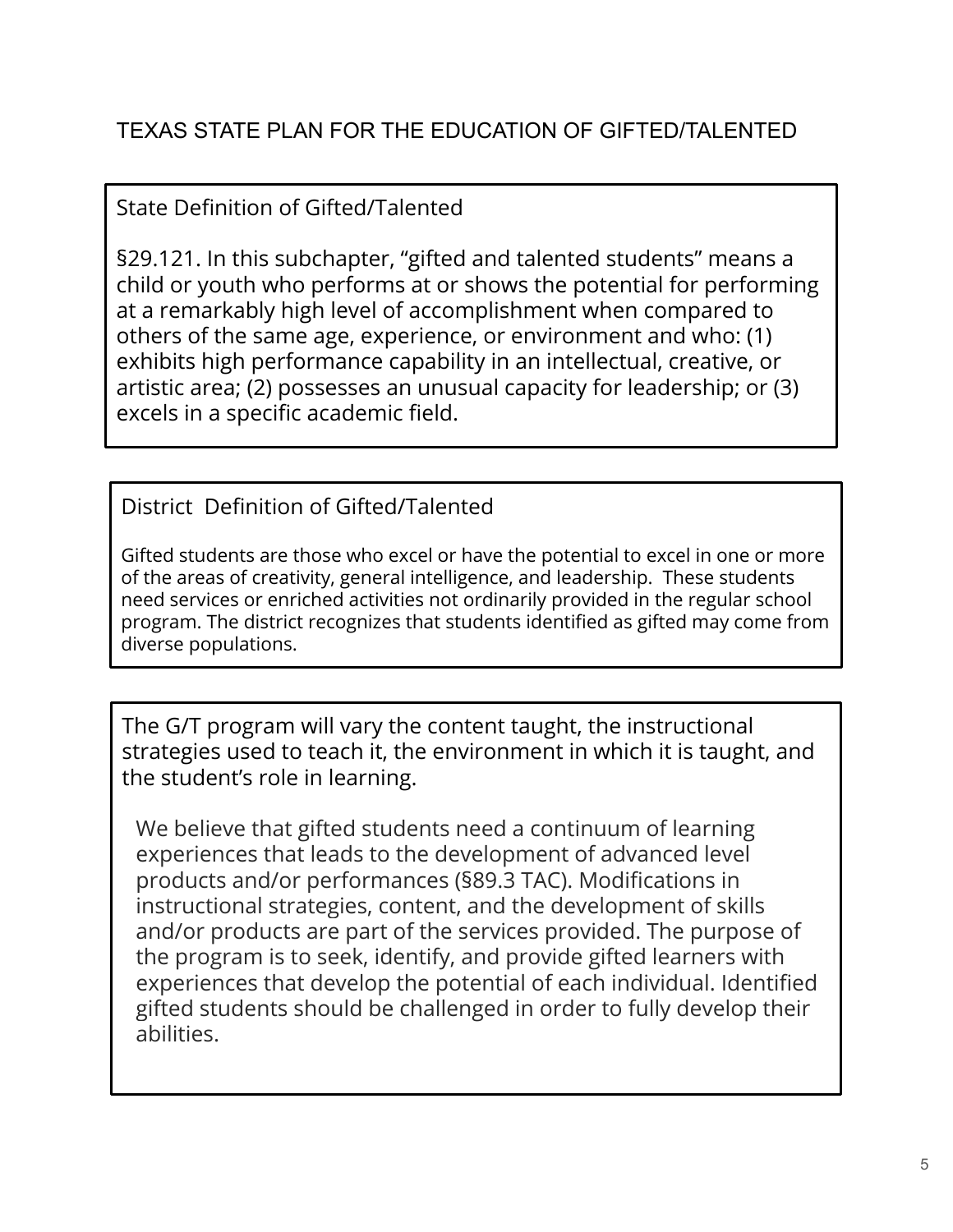# TEXAS STATE PLAN FOR THE EDUCATION OF GIFTED/TALENTED

## State Definition of Gifted/Talented

§29.121. In this subchapter, "gifted and talented students" means a child or youth who performs at or shows the potential for performing at a remarkably high level of accomplishment when compared to others of the same age, experience, or environment and who: (1) exhibits high performance capability in an intellectual, creative, or artistic area; (2) possesses an unusual capacity for leadership; or (3) excels in a specific academic field.

## District Definition of Gifted/Talented

Gifted students are those who excel or have the potential to excel in one or more of the areas of creativity, general intelligence, and leadership. These students need services or enriched activities not ordinarily provided in the regular school program. The district recognizes that students identified as gifted may come from diverse populations.

## The G/T program will vary the content taught, the instructional strategies used to teach it, the environment in which it is taught, and the student's role in learning.

We believe that gifted students need a continuum of learning experiences that leads to the development of advanced level products and/or performances (§89.3 TAC). Modifications in instructional strategies, content, and the development of skills and/or products are part of the services provided. The purpose of the program is to seek, identify, and provide gifted learners with experiences that develop the potential of each individual. Identified gifted students should be challenged in order to fully develop their abilities.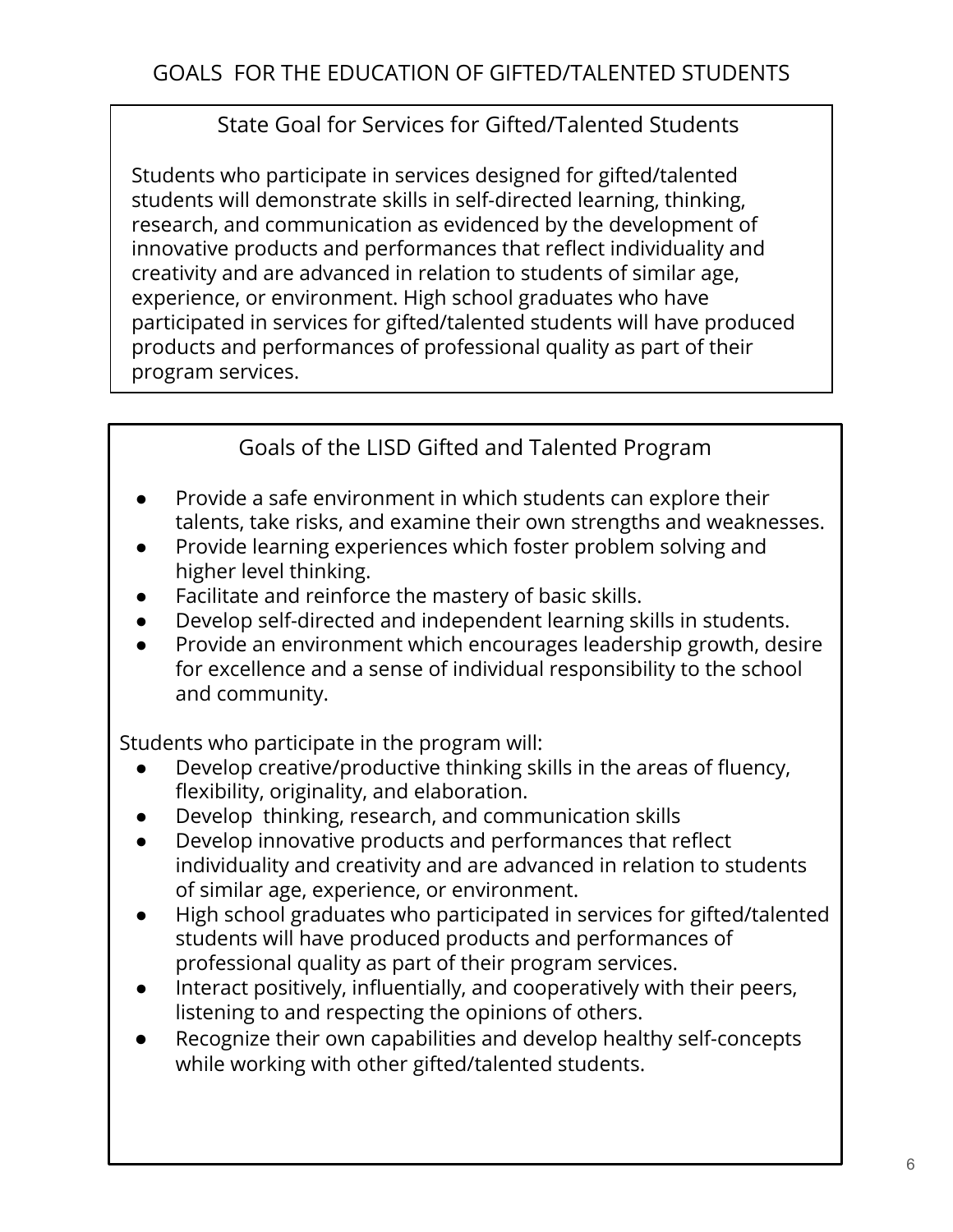# GOALS FOR THE EDUCATION OF GIFTED/TALENTED STUDENTS

## State Goal for Services for Gifted/Talented Students

Students who participate in services designed for gifted/talented students will demonstrate skills in self-directed learning, thinking, research, and communication as evidenced by the development of innovative products and performances that reflect individuality and creativity and are advanced in relation to students of similar age, experience, or environment. High school graduates who have participated in services for gifted/talented students will have produced products and performances of professional quality as part of their program services.

## Goals of the LISD Gifted and Talented Program

- Provide a safe environment in which students can explore their talents, take risks, and examine their own strengths and weaknesses.
- Provide learning experiences which foster problem solving and higher level thinking.
- Facilitate and reinforce the mastery of basic skills.
- Develop self-directed and independent learning skills in students.
- Provide an environment which encourages leadership growth, desire for excellence and a sense of individual responsibility to the school and community.

Students who participate in the program will:

- Develop creative/productive thinking skills in the areas of fluency, flexibility, originality, and elaboration.
- Develop thinking, research, and communication skills
- Develop innovative products and performances that reflect individuality and creativity and are advanced in relation to students of similar age, experience, or environment.
- High school graduates who participated in services for gifted/talented students will have produced products and performances of professional quality as part of their program services.
- Interact positively, influentially, and cooperatively with their peers, listening to and respecting the opinions of others.
- Recognize their own capabilities and develop healthy self-concepts while working with other gifted/talented students.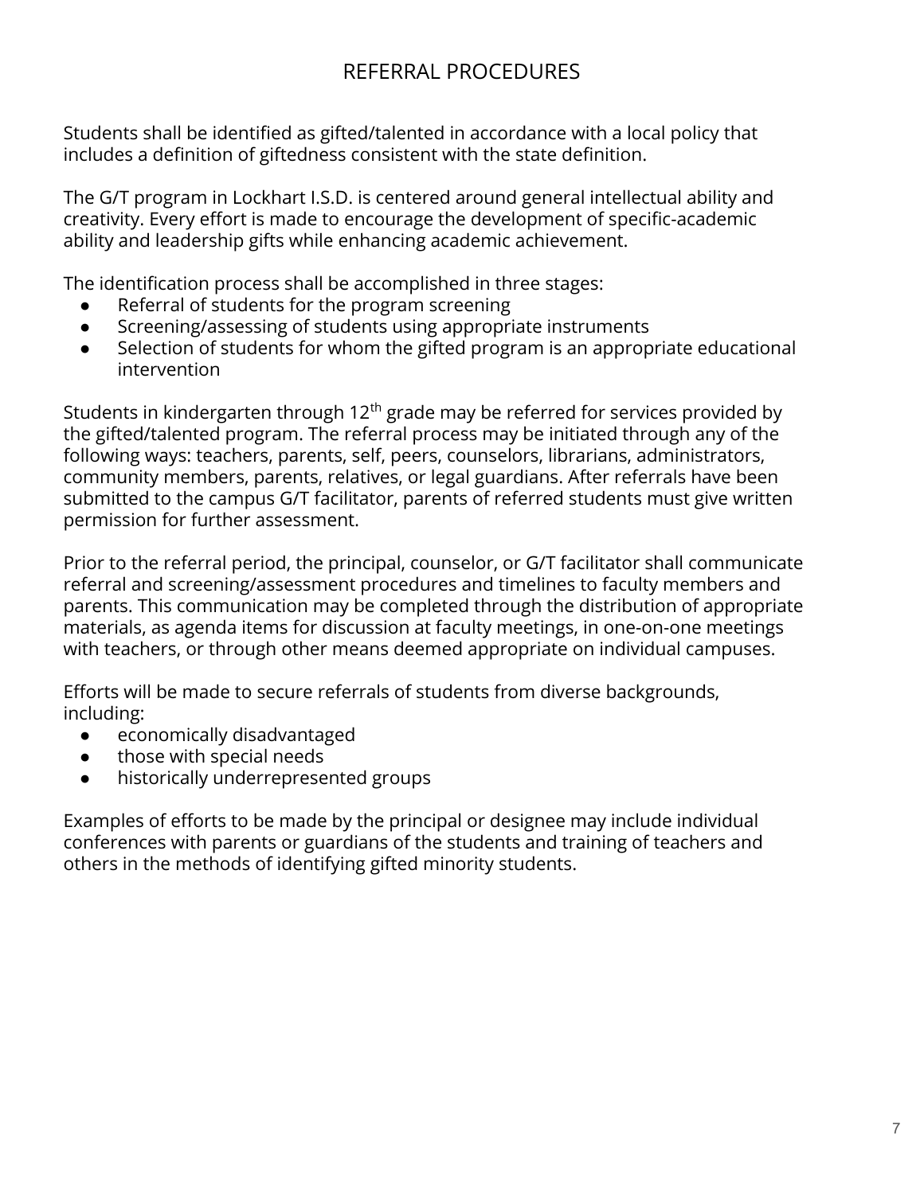# REFERRAL PROCEDURES

Students shall be identified as gifted/talented in accordance with a local policy that includes a definition of giftedness consistent with the state definition.

The G/T program in Lockhart I.S.D. is centered around general intellectual ability and creativity. Every effort is made to encourage the development of specific-academic ability and leadership gifts while enhancing academic achievement.

The identification process shall be accomplished in three stages:

- Referral of students for the program screening
- Screening/assessing of students using appropriate instruments
- Selection of students for whom the gifted program is an appropriate educational intervention

Students in kindergarten through 12th grade may be referred for services provided by the gifted/talented program. The referral process may be initiated through any of the following ways: teachers, parents, self, peers, counselors, librarians, administrators, community members, parents, relatives, or legal guardians. After referrals have been submitted to the campus G/T facilitator, parents of referred students must give written permission for further assessment.

Prior to the referral period, the principal, counselor, or G/T facilitator shall communicate referral and screening/assessment procedures and timelines to faculty members and parents. This communication may be completed through the distribution of appropriate materials, as agenda items for discussion at faculty meetings, in one-on-one meetings with teachers, or through other means deemed appropriate on individual campuses.

Efforts will be made to secure referrals of students from diverse backgrounds, including:

- economically disadvantaged
- those with special needs
- historically underrepresented groups

Examples of efforts to be made by the principal or designee may include individual conferences with parents or guardians of the students and training of teachers and others in the methods of identifying gifted minority students.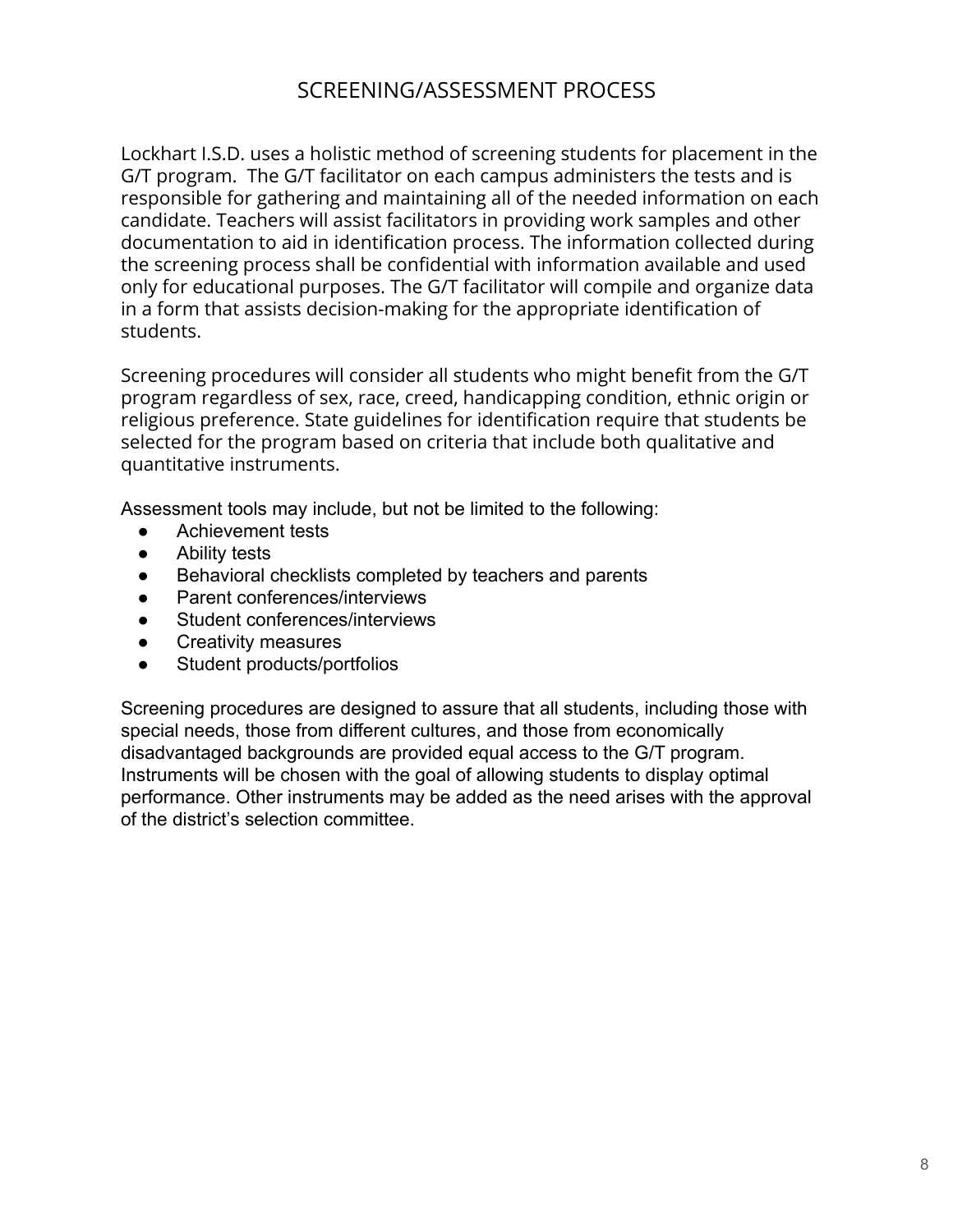# SCREENING/ASSESSMENT PROCESS

Lockhart I.S.D. uses a holistic method of screening students for placement in the G/T program. The G/T facilitator on each campus administers the tests and is responsible for gathering and maintaining all of the needed information on each candidate. Teachers will assist facilitators in providing work samples and other documentation to aid in identification process. The information collected during the screening process shall be confidential with information available and used only for educational purposes. The G/T facilitator will compile and organize data in a form that assists decision-making for the appropriate identification of students.

Screening procedures will consider all students who might benefit from the G/T program regardless of sex, race, creed, handicapping condition, ethnic origin or religious preference. State guidelines for identification require that students be selected for the program based on criteria that include both qualitative and quantitative instruments.

Assessment tools may include, but not be limited to the following:

- Achievement tests
- Ability tests
- Behavioral checklists completed by teachers and parents
- Parent conferences/interviews
- Student conferences/interviews
- Creativity measures
- Student products/portfolios

Screening procedures are designed to assure that all students, including those with special needs, those from different cultures, and those from economically disadvantaged backgrounds are provided equal access to the G/T program. Instruments will be chosen with the goal of allowing students to display optimal performance. Other instruments may be added as the need arises with the approval of the district's selection committee.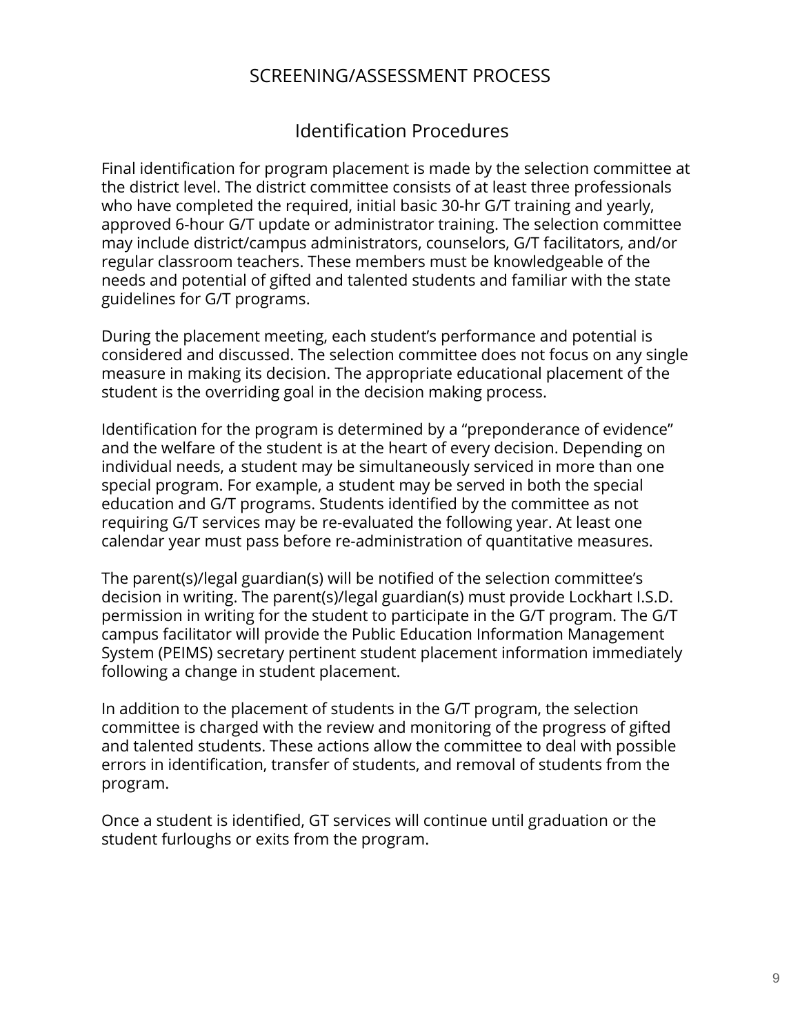# SCREENING/ASSESSMENT PROCESS

## Identification Procedures

Final identification for program placement is made by the selection committee at the district level. The district committee consists of at least three professionals who have completed the required, initial basic 30-hr G/T training and yearly, approved 6-hour G/T update or administrator training. The selection committee may include district/campus administrators, counselors, G/T facilitators, and/or regular classroom teachers. These members must be knowledgeable of the needs and potential of gifted and talented students and familiar with the state guidelines for G/T programs.

During the placement meeting, each student's performance and potential is considered and discussed. The selection committee does not focus on any single measure in making its decision. The appropriate educational placement of the student is the overriding goal in the decision making process.

Identification for the program is determined by a "preponderance of evidence" and the welfare of the student is at the heart of every decision. Depending on individual needs, a student may be simultaneously serviced in more than one special program. For example, a student may be served in both the special education and G/T programs. Students identified by the committee as not requiring G/T services may be re-evaluated the following year. At least one calendar year must pass before re-administration of quantitative measures.

The parent(s)/legal guardian(s) will be notified of the selection committee's decision in writing. The parent(s)/legal guardian(s) must provide Lockhart I.S.D. permission in writing for the student to participate in the G/T program. The G/T campus facilitator will provide the Public Education Information Management System (PEIMS) secretary pertinent student placement information immediately following a change in student placement.

In addition to the placement of students in the G/T program, the selection committee is charged with the review and monitoring of the progress of gifted and talented students. These actions allow the committee to deal with possible errors in identification, transfer of students, and removal of students from the program.

Once a student is identified, GT services will continue until graduation or the student furloughs or exits from the program.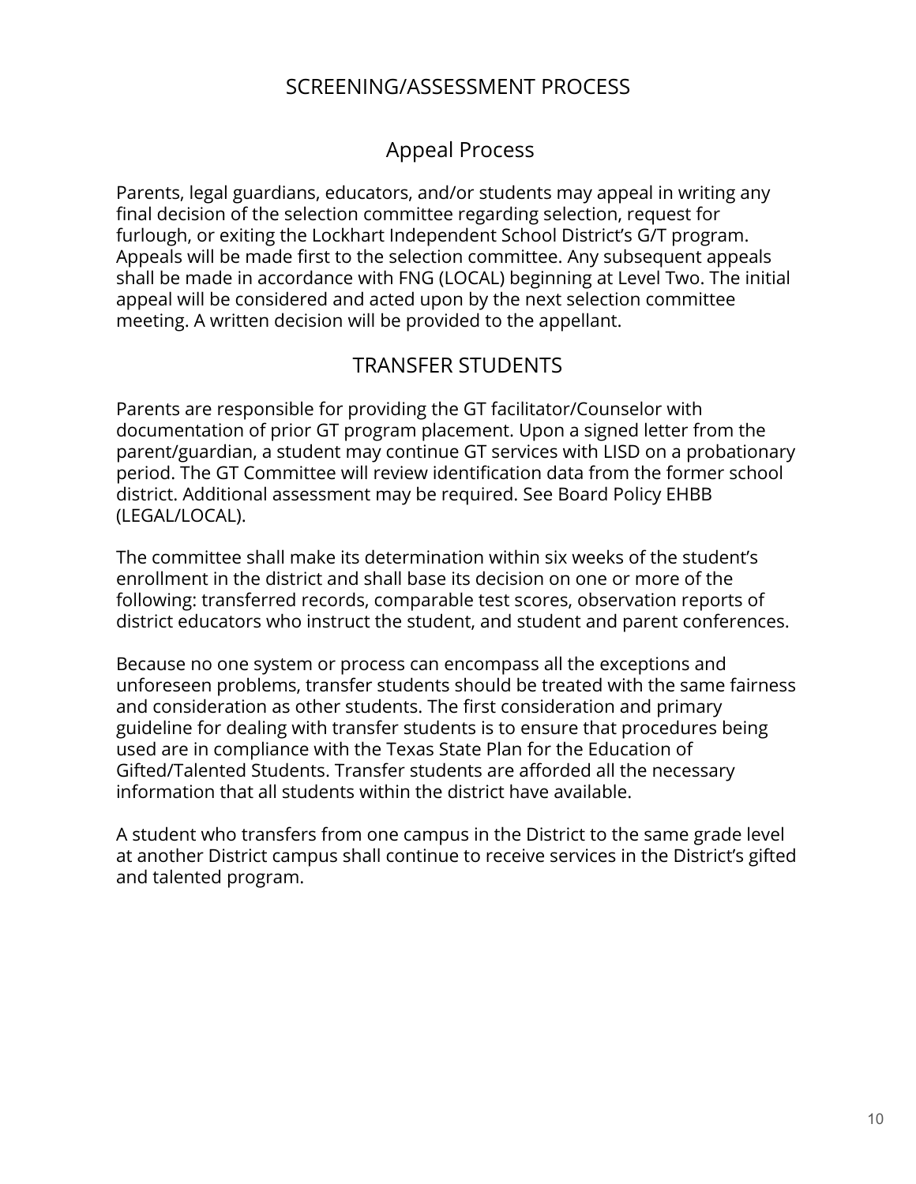# SCREENING/ASSESSMENT PROCESS

## Appeal Process

Parents, legal guardians, educators, and/or students may appeal in writing any final decision of the selection committee regarding selection, request for furlough, or exiting the Lockhart Independent School District's G/T program. Appeals will be made first to the selection committee. Any subsequent appeals shall be made in accordance with FNG (LOCAL) beginning at Level Two. The initial appeal will be considered and acted upon by the next selection committee meeting. A written decision will be provided to the appellant.

## TRANSFER STUDENTS

Parents are responsible for providing the GT facilitator/Counselor with documentation of prior GT program placement. Upon a signed letter from the parent/guardian, a student may continue GT services with LISD on a probationary period. The GT Committee will review identification data from the former school district. Additional assessment may be required. See Board Policy EHBB (LEGAL/LOCAL).

The committee shall make its determination within six weeks of the student's enrollment in the district and shall base its decision on one or more of the following: transferred records, comparable test scores, observation reports of district educators who instruct the student, and student and parent conferences.

Because no one system or process can encompass all the exceptions and unforeseen problems, transfer students should be treated with the same fairness and consideration as other students. The first consideration and primary guideline for dealing with transfer students is to ensure that procedures being used are in compliance with the Texas State Plan for the Education of Gifted/Talented Students. Transfer students are afforded all the necessary information that all students within the district have available.

A student who transfers from one campus in the District to the same grade level at another District campus shall continue to receive services in the District's gifted and talented program.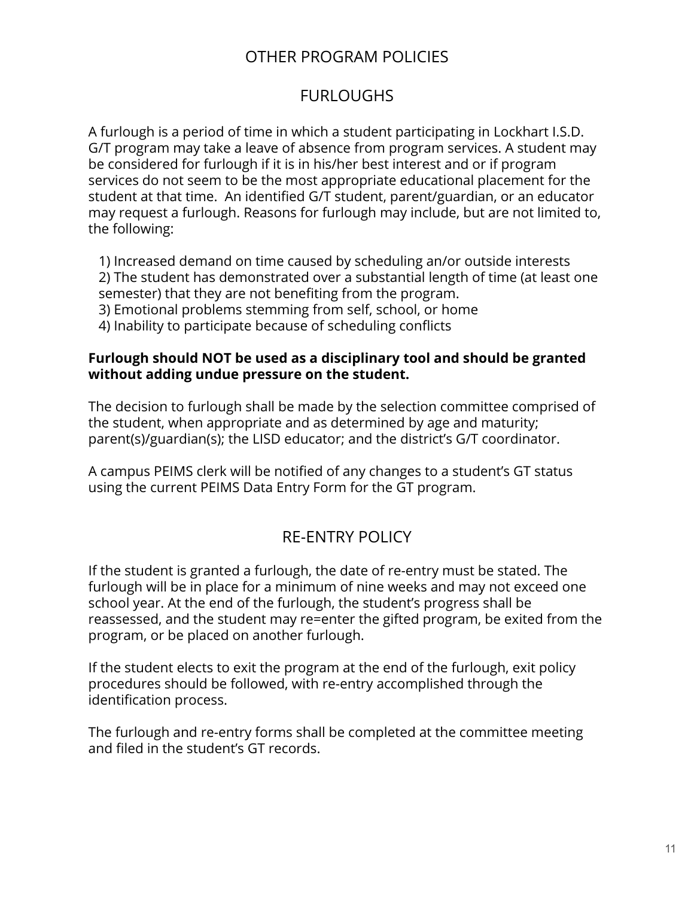# OTHER PROGRAM POLICIES

## FURLOUGHS

A furlough is a period of time in which a student participating in Lockhart I.S.D. G/T program may take a leave of absence from program services. A student may be considered for furlough if it is in his/her best interest and or if program services do not seem to be the most appropriate educational placement for the student at that time. An identified G/T student, parent/guardian, or an educator may request a furlough. Reasons for furlough may include, but are not limited to, the following:

1) Increased demand on time caused by scheduling an/or outside interests
2) The student has demonstrated over a substantial length of time (at least one semester) that they are not benefiting from the program.
3) Emotional problems stemming from self, school, or home
4) Inability to participate because of scheduling conflicts

**Furlough should NOT be used as a disciplinary tool and should be granted without adding undue pressure on the student.**

The decision to furlough shall be made by the selection committee comprised of the student, when appropriate and as determined by age and maturity; parent(s)/guardian(s); the LISD educator; and the district's G/T coordinator.

A campus PEIMS clerk will be notified of any changes to a student's GT status using the current PEIMS Data Entry Form for the GT program.

## RE-ENTRY POLICY

If the student is granted a furlough, the date of re-entry must be stated. The furlough will be in place for a minimum of nine weeks and may not exceed one school year. At the end of the furlough, the student's progress shall be reassessed, and the student may re=enter the gifted program, be exited from the program, or be placed on another furlough.

If the student elects to exit the program at the end of the furlough, exit policy procedures should be followed, with re-entry accomplished through the identification process.

The furlough and re-entry forms shall be completed at the committee meeting and filed in the student's GT records.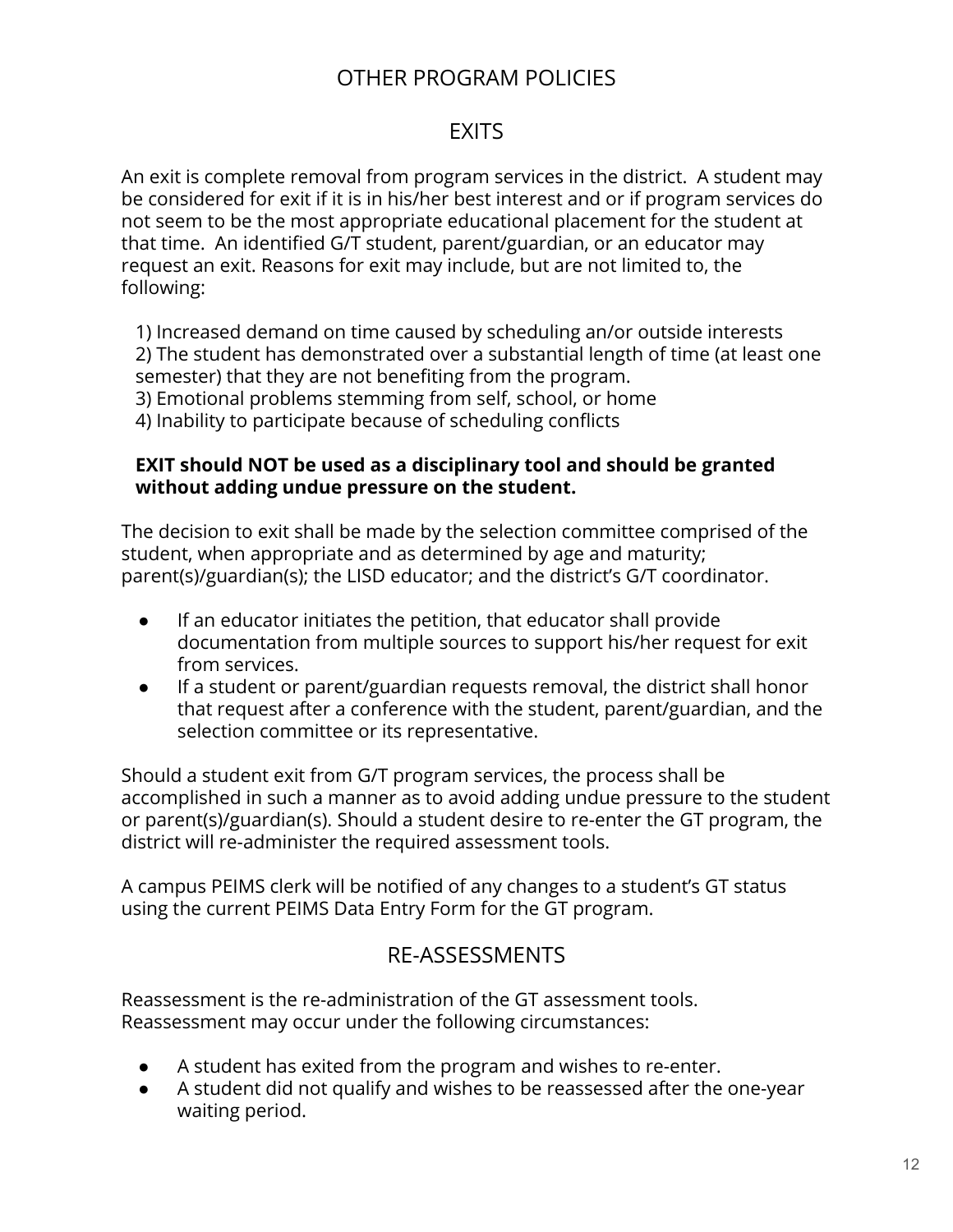# OTHER PROGRAM POLICIES

## EXITS

An exit is complete removal from program services in the district. A student may be considered for exit if it is in his/her best interest and or if program services do not seem to be the most appropriate educational placement for the student at that time. An identified G/T student, parent/guardian, or an educator may request an exit. Reasons for exit may include, but are not limited to, the following:

1) Increased demand on time caused by scheduling an/or outside interests
2) The student has demonstrated over a substantial length of time (at least one semester) that they are not benefiting from the program.
3) Emotional problems stemming from self, school, or home
4) Inability to participate because of scheduling conflicts

**EXIT should NOT be used as a disciplinary tool and should be granted without adding undue pressure on the student.**

The decision to exit shall be made by the selection committee comprised of the student, when appropriate and as determined by age and maturity; parent(s)/guardian(s); the LISD educator; and the district's G/T coordinator.

- If an educator initiates the petition, that educator shall provide documentation from multiple sources to support his/her request for exit from services.
- If a student or parent/guardian requests removal, the district shall honor that request after a conference with the student, parent/guardian, and the selection committee or its representative.

Should a student exit from G/T program services, the process shall be accomplished in such a manner as to avoid adding undue pressure to the student or parent(s)/guardian(s). Should a student desire to re-enter the GT program, the district will re-administer the required assessment tools.

A campus PEIMS clerk will be notified of any changes to a student's GT status using the current PEIMS Data Entry Form for the GT program.

## RE-ASSESSMENTS

Reassessment is the re-administration of the GT assessment tools. Reassessment may occur under the following circumstances:

- A student has exited from the program and wishes to re-enter.
- A student did not qualify and wishes to be reassessed after the one-year waiting period.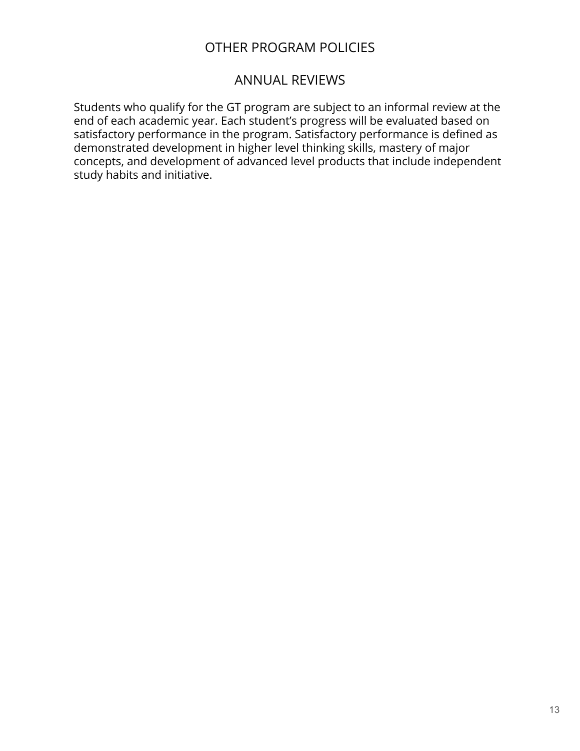# OTHER PROGRAM POLICIES

## ANNUAL REVIEWS

Students who qualify for the GT program are subject to an informal review at the end of each academic year. Each student's progress will be evaluated based on satisfactory performance in the program. Satisfactory performance is defined as demonstrated development in higher level thinking skills, mastery of major concepts, and development of advanced level products that include independent study habits and initiative.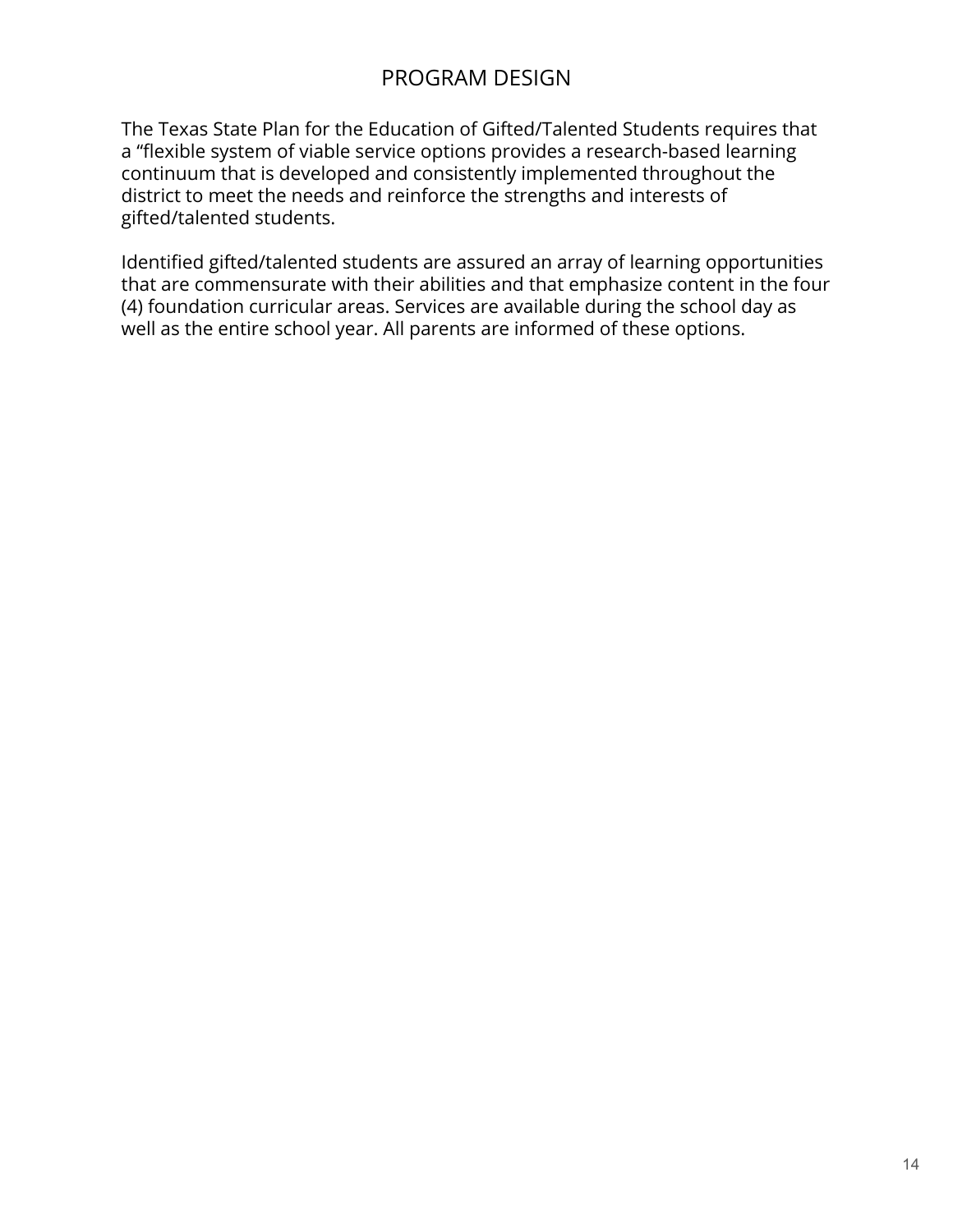# PROGRAM DESIGN

The Texas State Plan for the Education of Gifted/Talented Students requires that a “flexible system of viable service options provides a research-based learning continuum that is developed and consistently implemented throughout the district to meet the needs and reinforce the strengths and interests of gifted/talented students.

Identified gifted/talented students are assured an array of learning opportunities that are commensurate with their abilities and that emphasize content in the four (4) foundation curricular areas. Services are available during the school day as well as the entire school year. All parents are informed of these options.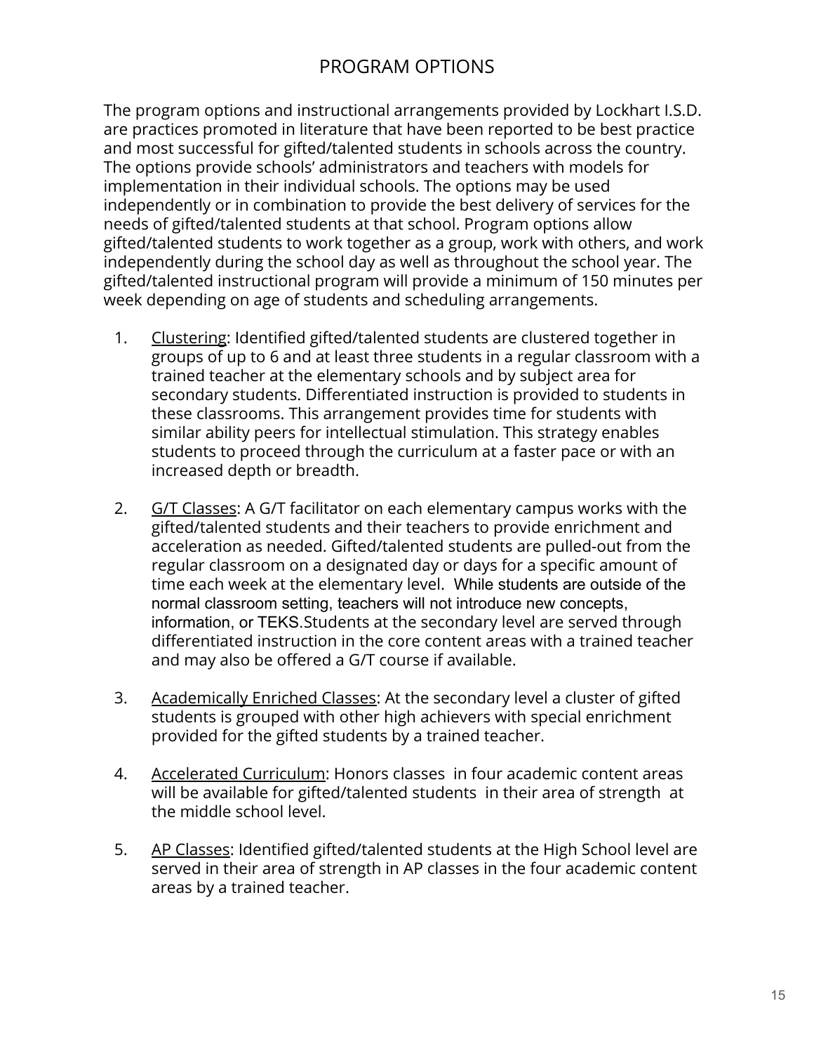# PROGRAM OPTIONS

The program options and instructional arrangements provided by Lockhart I.S.D. are practices promoted in literature that have been reported to be best practice and most successful for gifted/talented students in schools across the country. The options provide schools' administrators and teachers with models for implementation in their individual schools. The options may be used independently or in combination to provide the best delivery of services for the needs of gifted/talented students at that school. Program options allow gifted/talented students to work together as a group, work with others, and work independently during the school day as well as throughout the school year. The gifted/talented instructional program will provide a minimum of 150 minutes per week depending on age of students and scheduling arrangements.

1. Clustering: Identified gifted/talented students are clustered together in groups of up to 6 and at least three students in a regular classroom with a trained teacher at the elementary schools and by subject area for secondary students. Differentiated instruction is provided to students in these classrooms. This arrangement provides time for students with similar ability peers for intellectual stimulation. This strategy enables students to proceed through the curriculum at a faster pace or with an increased depth or breadth.

2. G/T Classes: A G/T facilitator on each elementary campus works with the gifted/talented students and their teachers to provide enrichment and acceleration as needed. Gifted/talented students are pulled-out from the regular classroom on a designated day or days for a specific amount of time each week at the elementary level. While students are outside of the normal classroom setting, teachers will not introduce new concepts, information, or TEKS.Students at the secondary level are served through differentiated instruction in the core content areas with a trained teacher and may also be offered a G/T course if available.

3. Academically Enriched Classes: At the secondary level a cluster of gifted students is grouped with other high achievers with special enrichment provided for the gifted students by a trained teacher.

4. Accelerated Curriculum: Honors classes in four academic content areas will be available for gifted/talented students in their area of strength at the middle school level.

5. AP Classes: Identified gifted/talented students at the High School level are served in their area of strength in AP classes in the four academic content areas by a trained teacher.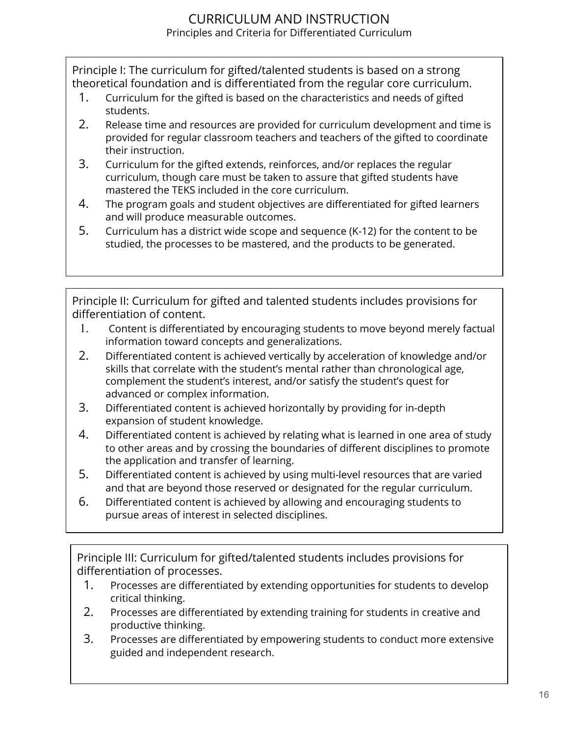# CURRICULUM AND INSTRUCTION

## Principles and Criteria for Differentiated Curriculum

### Principle I: The curriculum for gifted/talented students is based on a strong theoretical foundation and is differentiated from the regular core curriculum.

1. Curriculum for the gifted is based on the characteristics and needs of gifted students.
2. Release time and resources are provided for curriculum development and time is provided for regular classroom teachers and teachers of the gifted to coordinate their instruction.
3. Curriculum for the gifted extends, reinforces, and/or replaces the regular curriculum, though care must be taken to assure that gifted students have mastered the TEKS included in the core curriculum.
4. The program goals and student objectives are differentiated for gifted learners and will produce measurable outcomes.
5. Curriculum has a district wide scope and sequence (K-12) for the content to be studied, the processes to be mastered, and the products to be generated.

### Principle II: Curriculum for gifted and talented students includes provisions for differentiation of content.

1. Content is differentiated by encouraging students to move beyond merely factual information toward concepts and generalizations.
2. Differentiated content is achieved vertically by acceleration of knowledge and/or skills that correlate with the student's mental rather than chronological age, complement the student's interest, and/or satisfy the student's quest for advanced or complex information.
3. Differentiated content is achieved horizontally by providing for in-depth expansion of student knowledge.
4. Differentiated content is achieved by relating what is learned in one area of study to other areas and by crossing the boundaries of different disciplines to promote the application and transfer of learning.
5. Differentiated content is achieved by using multi-level resources that are varied and that are beyond those reserved or designated for the regular curriculum.
6. Differentiated content is achieved by allowing and encouraging students to pursue areas of interest in selected disciplines.

### Principle III: Curriculum for gifted/talented students includes provisions for differentiation of processes.

1. Processes are differentiated by extending opportunities for students to develop critical thinking.
2. Processes are differentiated by extending training for students in creative and productive thinking.
3. Processes are differentiated by empowering students to conduct more extensive guided and independent research.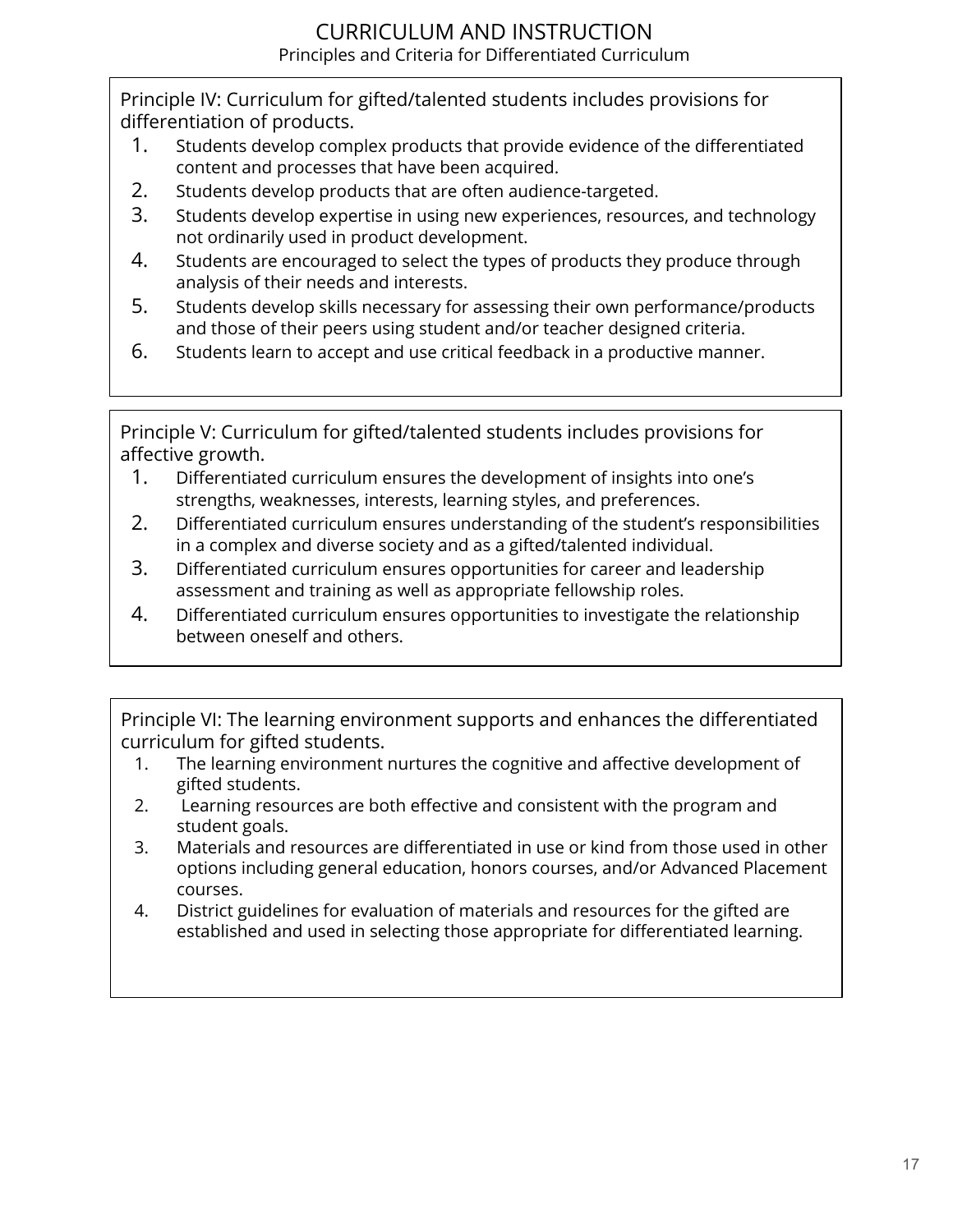# CURRICULUM AND INSTRUCTION

## Principles and Criteria for Differentiated Curriculum

Principle IV: Curriculum for gifted/talented students includes provisions for differentiation of products.

1. Students develop complex products that provide evidence of the differentiated content and processes that have been acquired.
2. Students develop products that are often audience-targeted.
3. Students develop expertise in using new experiences, resources, and technology not ordinarily used in product development.
4. Students are encouraged to select the types of products they produce through analysis of their needs and interests.
5. Students develop skills necessary for assessing their own performance/products and those of their peers using student and/or teacher designed criteria.
6. Students learn to accept and use critical feedback in a productive manner.

Principle V: Curriculum for gifted/talented students includes provisions for affective growth.

1. Differentiated curriculum ensures the development of insights into one's strengths, weaknesses, interests, learning styles, and preferences.
2. Differentiated curriculum ensures understanding of the student's responsibilities in a complex and diverse society and as a gifted/talented individual.
3. Differentiated curriculum ensures opportunities for career and leadership assessment and training as well as appropriate fellowship roles.
4. Differentiated curriculum ensures opportunities to investigate the relationship between oneself and others.

Principle VI: The learning environment supports and enhances the differentiated curriculum for gifted students.

1. The learning environment nurtures the cognitive and affective development of gifted students.
2. Learning resources are both effective and consistent with the program and student goals.
3. Materials and resources are differentiated in use or kind from those used in other options including general education, honors courses, and/or Advanced Placement courses.
4. District guidelines for evaluation of materials and resources for the gifted are established and used in selecting those appropriate for differentiated learning.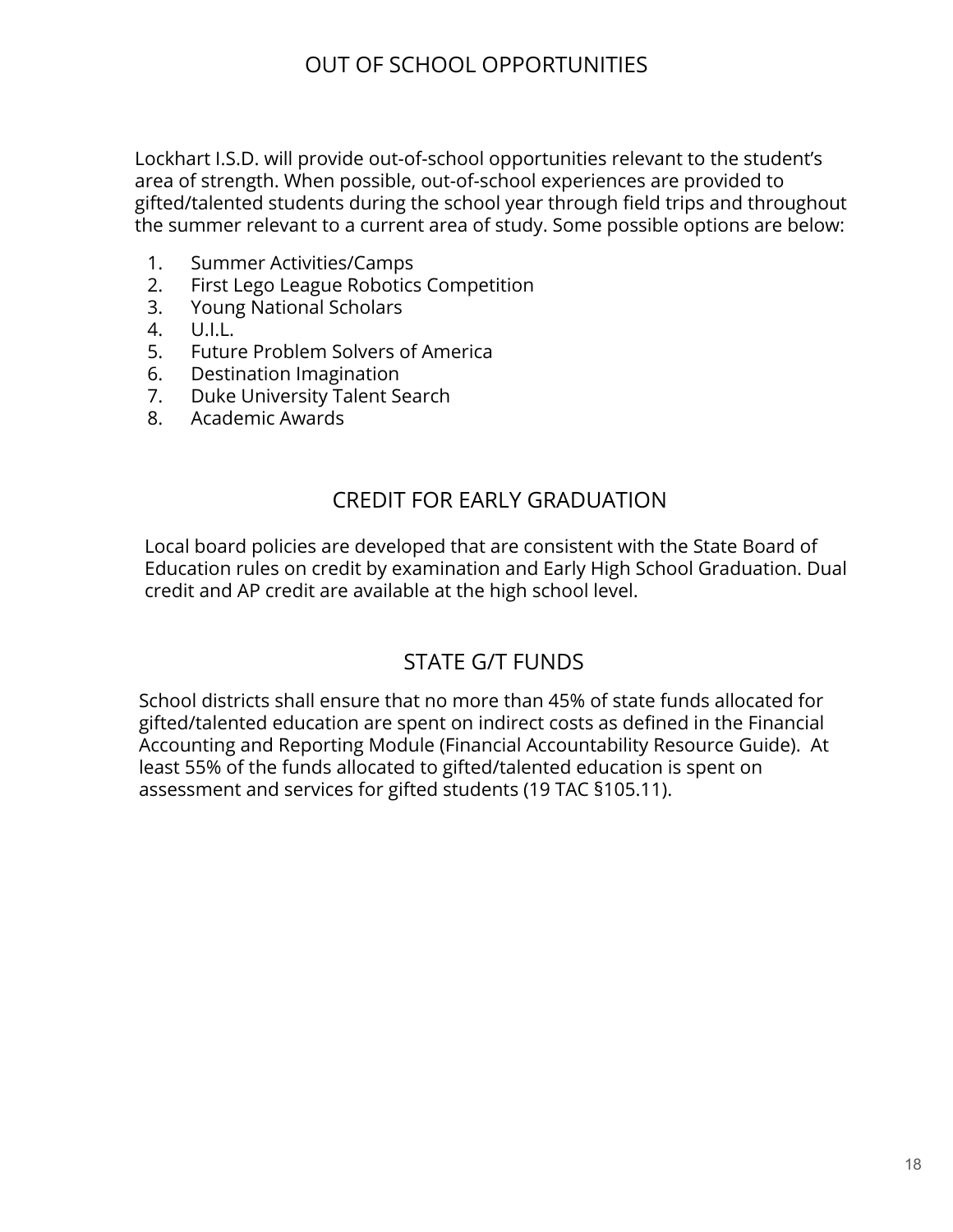## OUT OF SCHOOL OPPORTUNITIES

Lockhart I.S.D. will provide out-of-school opportunities relevant to the student's area of strength. When possible, out-of-school experiences are provided to gifted/talented students during the school year through field trips and throughout the summer relevant to a current area of study. Some possible options are below:

1. Summer Activities/Camps
2. First Lego League Robotics Competition
3. Young National Scholars
4. U.I.L.
5. Future Problem Solvers of America
6. Destination Imagination
7. Duke University Talent Search
8. Academic Awards

## CREDIT FOR EARLY GRADUATION

Local board policies are developed that are consistent with the State Board of Education rules on credit by examination and Early High School Graduation. Dual credit and AP credit are available at the high school level.

## STATE G/T FUNDS

School districts shall ensure that no more than 45% of state funds allocated for gifted/talented education are spent on indirect costs as defined in the Financial Accounting and Reporting Module (Financial Accountability Resource Guide). At least 55% of the funds allocated to gifted/talented education is spent on assessment and services for gifted students (19 TAC §105.11).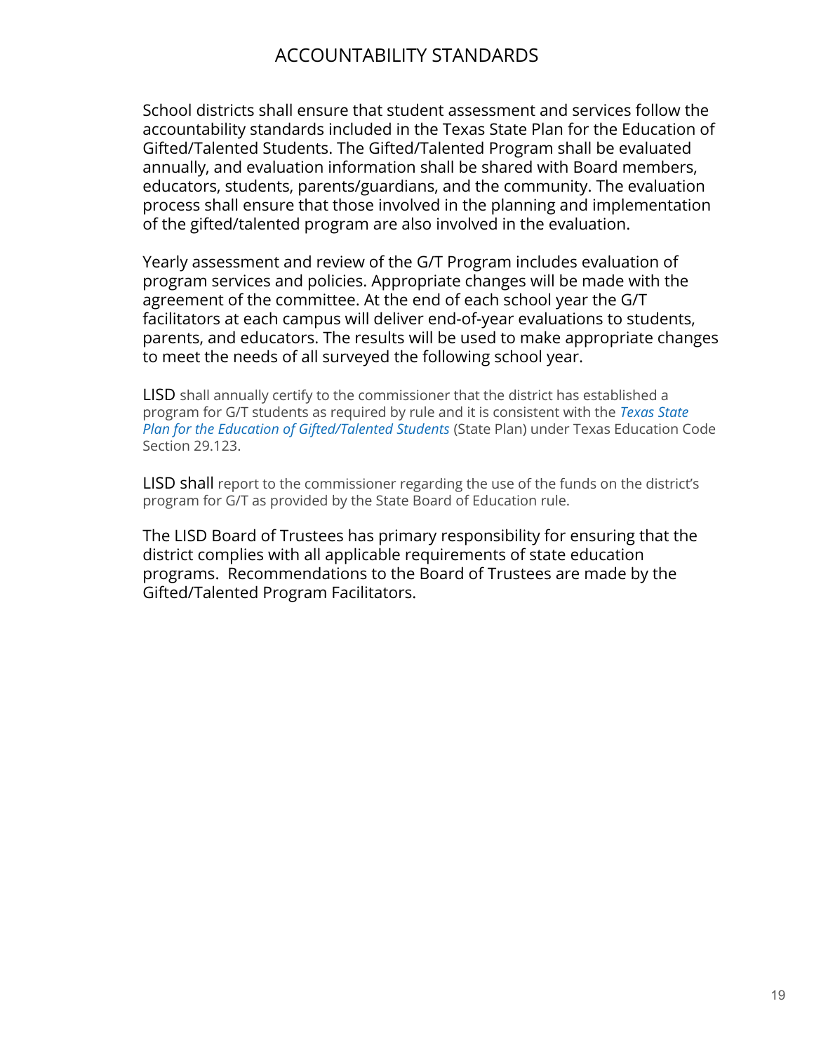# ACCOUNTABILITY STANDARDS

School districts shall ensure that student assessment and services follow the accountability standards included in the Texas State Plan for the Education of Gifted/Talented Students. The Gifted/Talented Program shall be evaluated annually, and evaluation information shall be shared with Board members, educators, students, parents/guardians, and the community. The evaluation process shall ensure that those involved in the planning and implementation of the gifted/talented program are also involved in the evaluation.

Yearly assessment and review of the G/T Program includes evaluation of program services and policies. Appropriate changes will be made with the agreement of the committee. At the end of each school year the G/T facilitators at each campus will deliver end-of-year evaluations to students, parents, and educators. The results will be used to make appropriate changes to meet the needs of all surveyed the following school year.

LISD shall annually certify to the commissioner that the district has established a program for G/T students as required by rule and it is consistent with the *Texas State Plan for the Education of Gifted/Talented Students* (State Plan) under Texas Education Code Section 29.123.

LISD shall report to the commissioner regarding the use of the funds on the district's program for G/T as provided by the State Board of Education rule.

The LISD Board of Trustees has primary responsibility for ensuring that the district complies with all applicable requirements of state education programs.  Recommendations to the Board of Trustees are made by the Gifted/Talented Program Facilitators.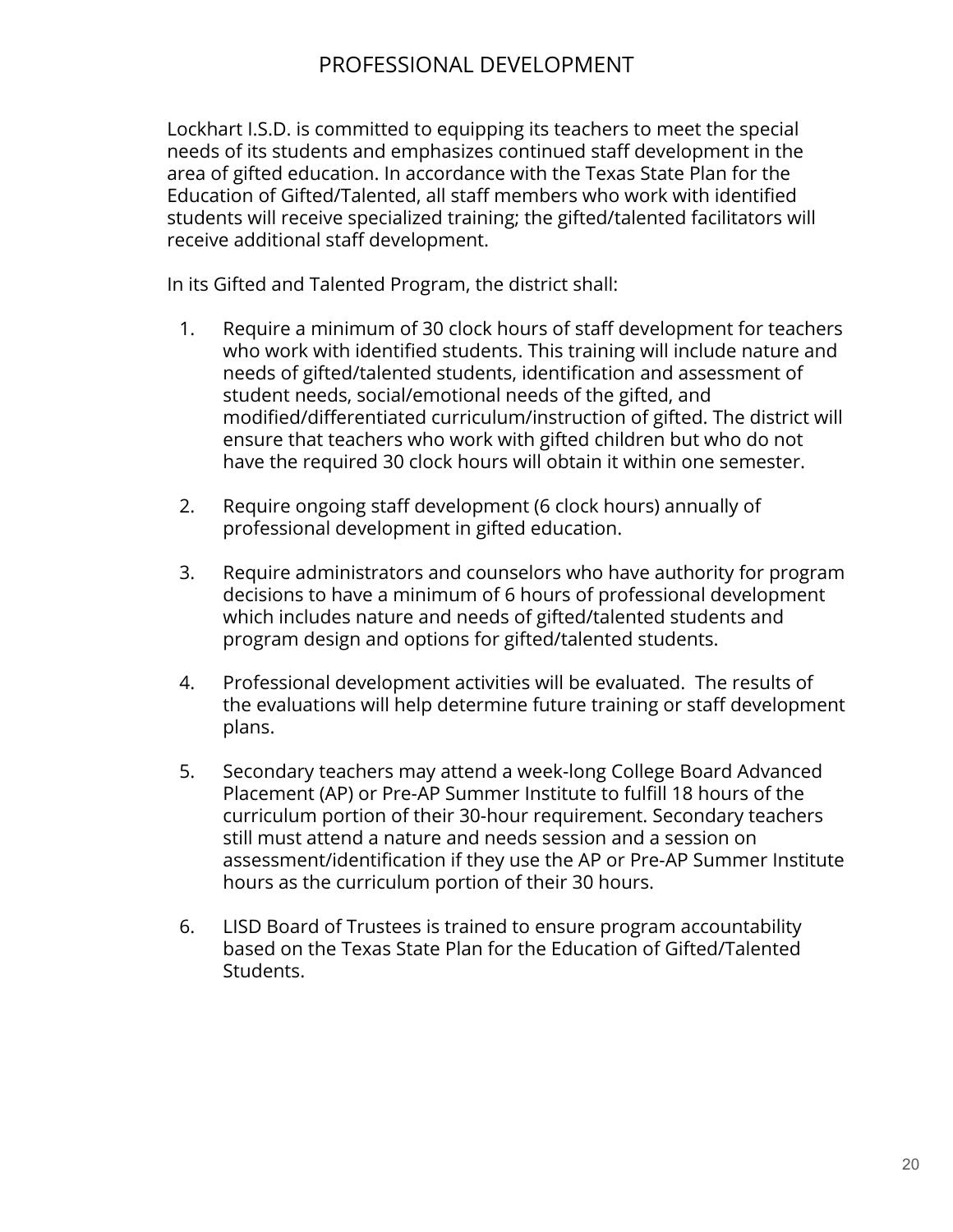# PROFESSIONAL DEVELOPMENT

Lockhart I.S.D. is committed to equipping its teachers to meet the special needs of its students and emphasizes continued staff development in the area of gifted education. In accordance with the Texas State Plan for the Education of Gifted/Talented, all staff members who work with identified students will receive specialized training; the gifted/talented facilitators will receive additional staff development.

In its Gifted and Talented Program, the district shall:

1. Require a minimum of 30 clock hours of staff development for teachers who work with identified students. This training will include nature and needs of gifted/talented students, identification and assessment of student needs, social/emotional needs of the gifted, and modified/differentiated curriculum/instruction of gifted. The district will ensure that teachers who work with gifted children but who do not have the required 30 clock hours will obtain it within one semester.

2. Require ongoing staff development (6 clock hours) annually of professional development in gifted education.

3. Require administrators and counselors who have authority for program decisions to have a minimum of 6 hours of professional development which includes nature and needs of gifted/talented students and program design and options for gifted/talented students.

4. Professional development activities will be evaluated. The results of the evaluations will help determine future training or staff development plans.

5. Secondary teachers may attend a week-long College Board Advanced Placement (AP) or Pre-AP Summer Institute to fulfill 18 hours of the curriculum portion of their 30-hour requirement. Secondary teachers still must attend a nature and needs session and a session on assessment/identification if they use the AP or Pre-AP Summer Institute hours as the curriculum portion of their 30 hours.

6. LISD Board of Trustees is trained to ensure program accountability based on the Texas State Plan for the Education of Gifted/Talented Students.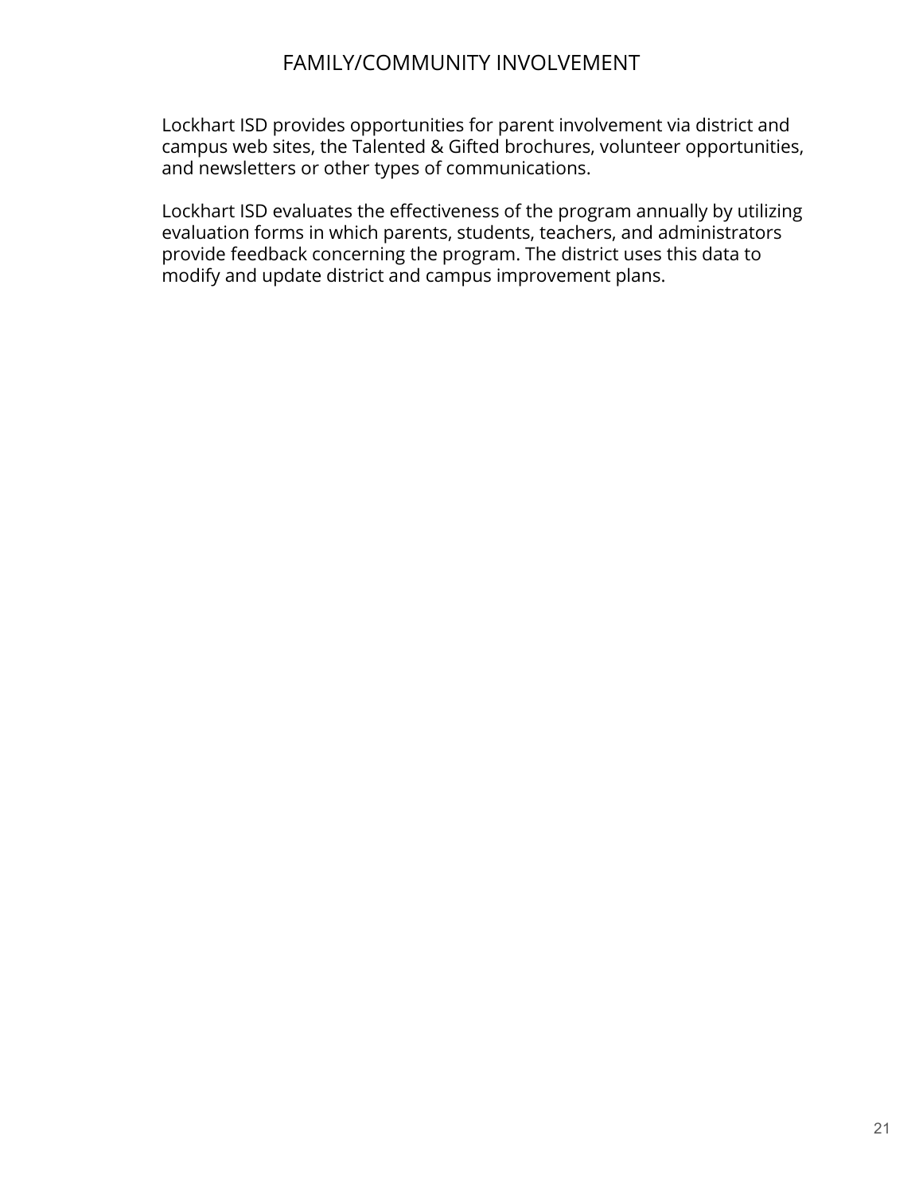# FAMILY/COMMUNITY INVOLVEMENT

Lockhart ISD provides opportunities for parent involvement via district and campus web sites, the Talented & Gifted brochures, volunteer opportunities, and newsletters or other types of communications.

Lockhart ISD evaluates the effectiveness of the program annually by utilizing evaluation forms in which parents, students, teachers, and administrators provide feedback concerning the program. The district uses this data to modify and update district and campus improvement plans.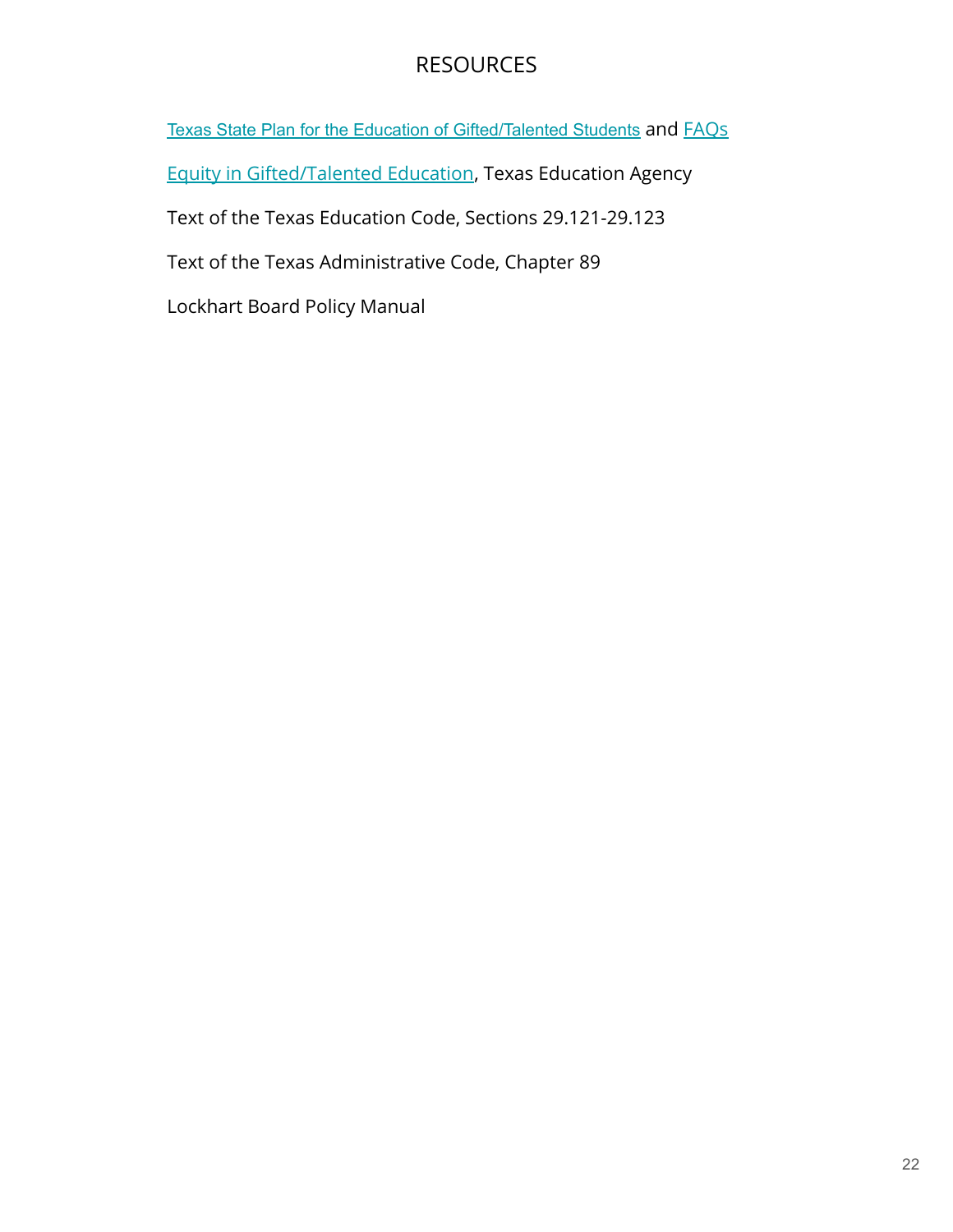# RESOURCES

Texas State Plan for the Education of Gifted/Talented Students and FAQs

Equity in Gifted/Talented Education, Texas Education Agency

Text of the Texas Education Code, Sections 29.121-29.123

Text of the Texas Administrative Code, Chapter 89

Lockhart Board Policy Manual